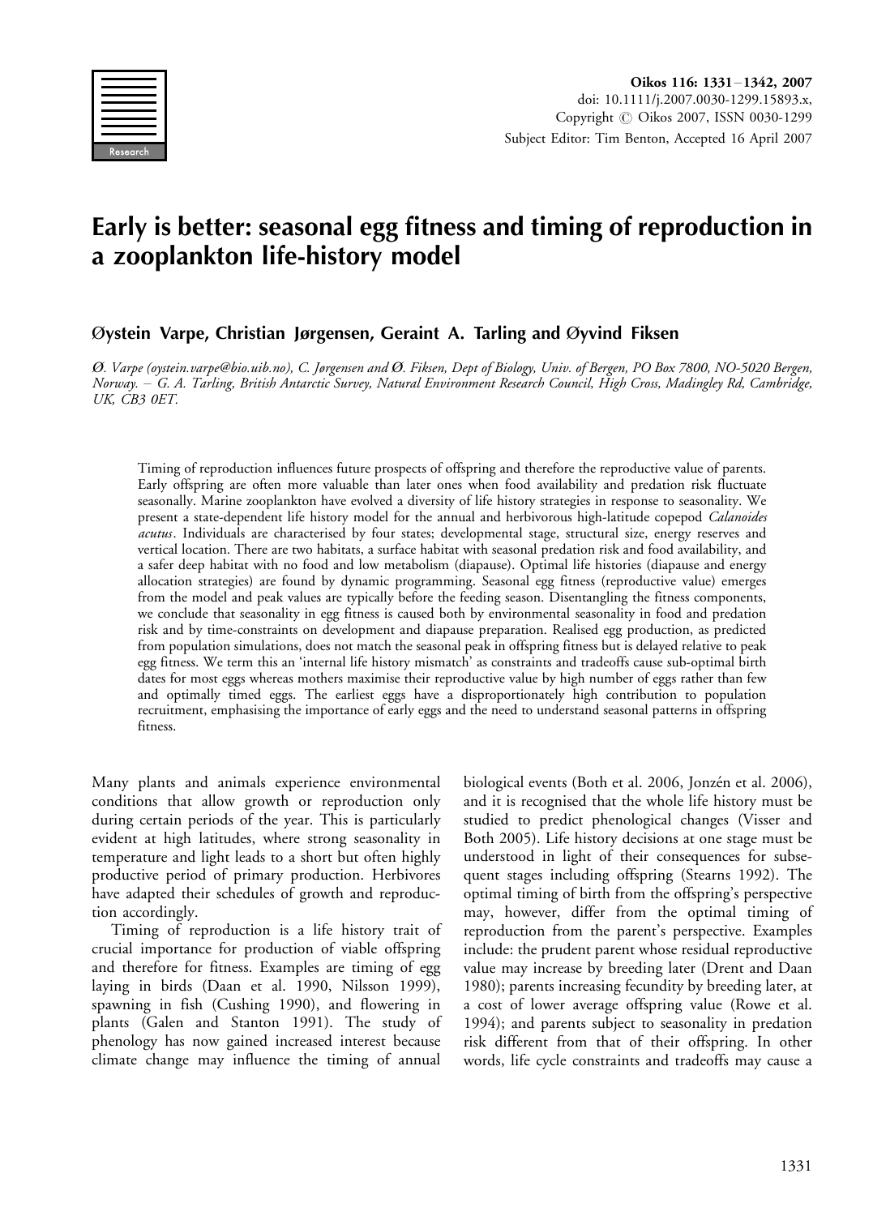# Early is better: seasonal egg fitness and timing of reproduction in a zooplankton life-history model

**Øystein Varpe, Christian Jørgensen, Geraint A. Tarling and Øyvind Fiksen**

*Ø. Varpe (oystein.varpe@bio.uib.no), C. Jørgensen and Ø. Fiksen, Dept of Biology, Univ. of Bergen, PO Box 7800, NO-5020 Bergen, Norway. – G. A. Tarling, British Antarctic Survey, Natural Environment Research Council, High Cross, Madingley Rd, Cambridge, UK, CB3 0ET.*

Timing of reproduction influences future prospects of offspring and therefore the reproductive value of parents. Early offspring are often more valuable than later ones when food availability and predation risk fluctuate seasonally. Marine zooplankton have evolved a diversity of life history strategies in response to seasonality. We present a state-dependent life history model for the annual and herbivorous high-latitude copepod *Calanoides acutus*. Individuals are characterised by four states; developmental stage, structural size, energy reserves and vertical location. There are two habitats, a surface habitat with seasonal predation risk and food availability, and a safer deep habitat with no food and low metabolism (diapause). Optimal life histories (diapause and energy allocation strategies) are found by dynamic programming. Seasonal egg fitness (reproductive value) emerges from the model and peak values are typically before the feeding season. Disentangling the fitness components, we conclude that seasonality in egg fitness is caused both by environmental seasonality in food and predation risk and by time-constraints on development and diapause preparation. Realised egg production, as predicted from population simulations, does not match the seasonal peak in offspring fitness but is delayed relative to peak egg fitness. We term this an 'internal life history mismatch' as constraints and tradeoffs cause sub-optimal birth dates for most eggs whereas mothers maximise their reproductive value by high number of eggs rather than few and optimally timed eggs. The earliest eggs have a disproportionately high contribution to population recruitment, emphasising the importance of early eggs and the need to understand seasonal patterns in offspring fitness.

Many plants and animals experience environmental conditions that allow growth or reproduction only during certain periods of the year. This is particularly evident at high latitudes, where strong seasonality in temperature and light leads to a short but often highly productive period of primary production. Herbivores have adapted their schedules of growth and reproduction accordingly.

Timing of reproduction is a life history trait of crucial importance for production of viable offspring and therefore for fitness. Examples are timing of egg laying in birds (Daan et al. 1990, Nilsson 1999), spawning in fish (Cushing 1990), and flowering in plants (Galen and Stanton 1991). The study of phenology has now gained increased interest because climate change may influence the timing of annual biological events (Both et al. 2006, Jonzén et al. 2006), and it is recognised that the whole life history must be studied to predict phenological changes (Visser and Both 2005). Life history decisions at one stage must be understood in light of their consequences for subsequent stages including offspring (Stearns 1992). The optimal timing of birth from the offspring's perspective may, however, differ from the optimal timing of reproduction from the parent's perspective. Examples include: the prudent parent whose residual reproductive value may increase by breeding later (Drent and Daan 1980); parents increasing fecundity by breeding later, at a cost of lower average offspring value (Rowe et al. 1994); and parents subject to seasonality in predation risk different from that of their offspring. In other words, life cycle constraints and tradeoffs may cause a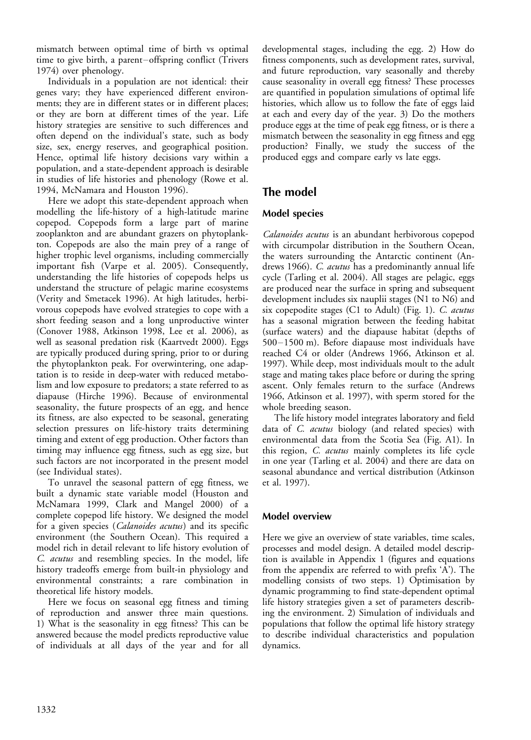mismatch between optimal time of birth vs optimal time to give birth, a parent–offspring conflict (Trivers 1974) over phenology.

Individuals in a population are not identical: their genes vary; they have experienced different environments; they are in different states or in different places; or they are born at different times of the year. Life history strategies are sensitive to such differences and often depend on the individual's state, such as body size, sex, energy reserves, and geographical position. Hence, optimal life history decisions vary within a population, and a state-dependent approach is desirable in studies of life histories and phenology (Rowe et al. 1994, McNamara and Houston 1996).

Here we adopt this state-dependent approach when modelling the life-history of a high-latitude marine copepod. Copepods form a large part of marine zooplankton and are abundant grazers on phytoplankton. Copepods are also the main prey of a range of higher trophic level organisms, including commercially important fish (Varpe et al. 2005). Consequently, understanding the life histories of copepods helps us understand the structure of pelagic marine ecosystems (Verity and Smetacek 1996). At high latitudes, herbivorous copepods have evolved strategies to cope with a short feeding season and a long unproductive winter (Conover 1988, Atkinson 1998, Lee et al. 2006), as well as seasonal predation risk (Kaartvedt 2000). Eggs are typically produced during spring, prior to or during the phytoplankton peak. For overwintering, one adaptation is to reside in deep-water with reduced metabolism and low exposure to predators; a state referred to as diapause (Hirche 1996). Because of environmental seasonality, the future prospects of an egg, and hence its fitness, are also expected to be seasonal, generating selection pressures on life-history traits determining timing and extent of egg production. Other factors than timing may influence egg fitness, such as egg size, but such factors are not incorporated in the present model (see Individual states).

To unravel the seasonal pattern of egg fitness, we built a dynamic state variable model (Houston and McNamara 1999, Clark and Mangel 2000) of a complete copepod life history. We designed the model for a given species (*Calanoides acutus*) and its specific environment (the Southern Ocean). This required a model rich in detail relevant to life history evolution of *C. acutus* and resembling species. In the model, life history tradeoffs emerge from built-in physiology and environmental constraints; a rare combination in theoretical life history models.

Here we focus on seasonal egg fitness and timing of reproduction and answer three main questions. 1) What is the seasonality in egg fitness? This can be answered because the model predicts reproductive value of individuals at all days of the year and for all developmental stages, including the egg. 2) How do fitness components, such as development rates, survival, and future reproduction, vary seasonally and thereby cause seasonality in overall egg fitness? These processes are quantified in population simulations of optimal life histories, which allow us to follow the fate of eggs laid at each and every day of the year. 3) Do the mothers produce eggs at the time of peak egg fitness, or is there a mismatch between the seasonality in egg fitness and egg production? Finally, we study the success of the produced eggs and compare early vs late eggs.

## The model

### Model species

*Calanoides acutus* is an abundant herbivorous copepod with circumpolar distribution in the Southern Ocean, the waters surrounding the Antarctic continent (Andrews 1966). *C. acutus* has a predominantly annual life cycle (Tarling et al. 2004). All stages are pelagic, eggs are produced near the surface in spring and subsequent development includes six nauplii stages (N1 to N6) and six copepodite stages (C1 to Adult) (Fig. 1). *C. acutus* has a seasonal migration between the feeding habitat (surface waters) and the diapause habitat (depths of 500–1500 m). Before diapause most individuals have reached C4 or older (Andrews 1966, Atkinson et al. 1997). While deep, most individuals moult to the adult stage and mating takes place before or during the spring ascent. Only females return to the surface (Andrews 1966, Atkinson et al. 1997), with sperm stored for the whole breeding season.

The life history model integrates laboratory and field data of *C. acutus* biology (and related species) with environmental data from the Scotia Sea (Fig. A1). In this region, *C. acutus* mainly completes its life cycle in one year (Tarling et al. 2004) and there are data on seasonal abundance and vertical distribution (Atkinson et al. 1997).

### Model overview

Here we give an overview of state variables, time scales, processes and model design. A detailed model description is available in Appendix 1 (figures and equations from the appendix are referred to with prefix 'A'). The modelling consists of two steps. 1) Optimisation by dynamic programming to find state-dependent optimal life history strategies given a set of parameters describing the environment. 2) Simulation of individuals and populations that follow the optimal life history strategy to describe individual characteristics and population dynamics.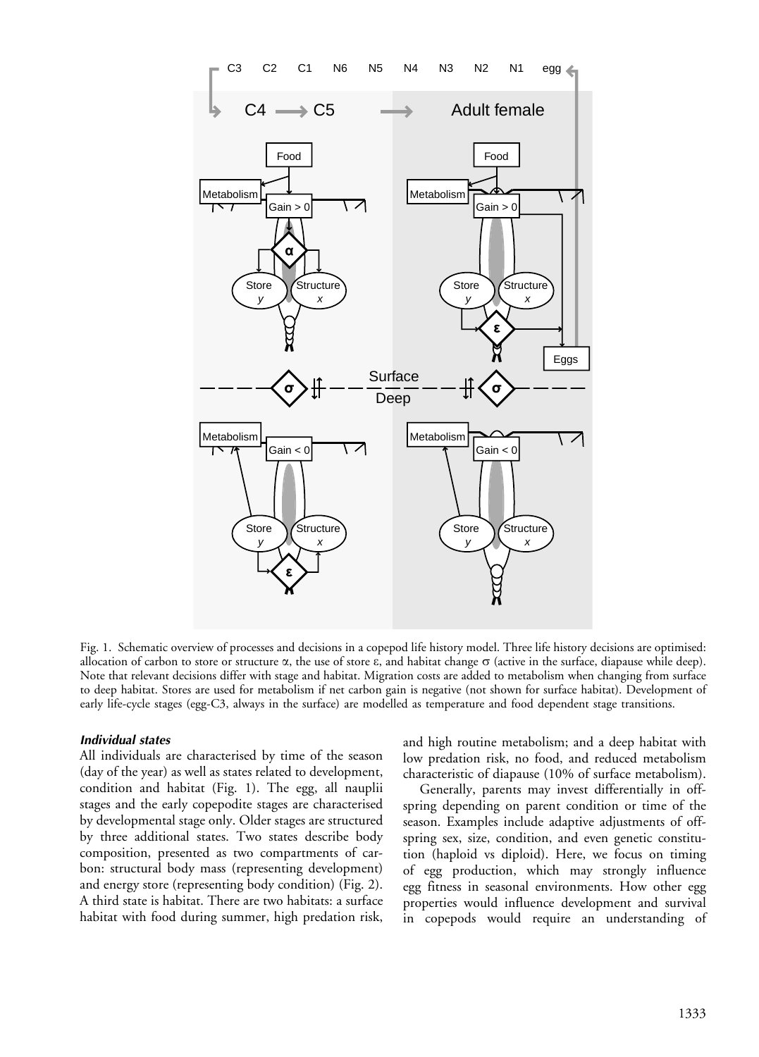Fig. 1. Schematic overview of processes and decisions in a copepod life history model. Three life history decisions are optimised: allocation of carbon to store or structure α, the use of store ε, and habitat change σ (active in the surface, diapause while deep). Note that relevant decisions differ with stage and habitat. Migration costs are added to metabolism when changing from surface to deep habitat. Stores are used for metabolism if net carbon gain is negative (not shown for surface habitat). Development of early life-cycle stages (egg-C3, always in the surface) are modelled as temperature and food dependent stage transitions.

### *Individual states*

All individuals are characterised by time of the season (day of the year) as well as states related to development, condition and habitat (Fig. 1). The egg, all nauplii stages and the early copepodite stages are characterised by developmental stage only. Older stages are structured by three additional states. Two states describe body composition, presented as two compartments of carbon: structural body mass (representing development) and energy store (representing body condition) (Fig. 2). A third state is habitat. There are two habitats: a surface habitat with food during summer, high predation risk, and high routine metabolism; and a deep habitat with low predation risk, no food, and reduced metabolism characteristic of diapause (10% of surface metabolism).

Generally, parents may invest differentially in offspring depending on parent condition or time of the season. Examples include adaptive adjustments of offspring sex, size, condition, and even genetic constitution (haploid vs diploid). Here, we focus on timing of egg production, which may strongly influence egg fitness in seasonal environments. How other egg properties would influence development and survival in copepods would require an understanding of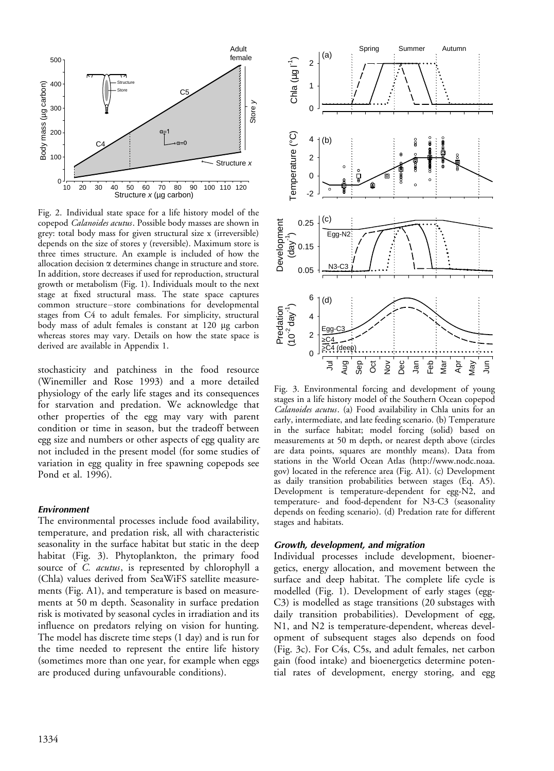Fig. 2. Individual state space for a life history model of the copepod *Calanoides acutus*. Possible body masses are shown in grey: total body mass for given structural size x (irreversible) depends on the size of stores y (reversible). Maximum store is three times structure. An example is included of how the allocation decision α determines change in structure and store. In addition, store decreases if used for reproduction, structural growth or metabolism (Fig. 1). Individuals moult to the next stage at fixed structural mass. The state space captures common structure–store combinations for developmental stages from C4 to adult females. For simplicity, structural body mass of adult females is constant at 120 μg carbon whereas stores may vary. Details on how the state space is derived are available in Appendix 1.

stochasticity and patchiness in the food resource (Winemiller and Rose 1993) and a more detailed physiology of the early life stages and its consequences for starvation and predation. We acknowledge that other properties of the egg may vary with parent condition or time in season, but the tradeoff between egg size and numbers or other aspects of egg quality are not included in the present model (for some studies of variation in egg quality in free spawning copepods see Pond et al. 1996).

### Environment

The environmental processes include food availability, temperature, and predation risk, all with characteristic seasonality in the surface habitat but static in the deep habitat (Fig. 3). Phytoplankton, the primary food source of *C. acutus*, is represented by chlorophyll a (Chla) values derived from SeaWiFS satellite measurements (Fig. A1), and temperature is based on measurements at 50 m depth. Seasonality in surface predation risk is motivated by seasonal cycles in irradiation and its influence on predators relying on vision for hunting. The model has discrete time steps (1 day) and is run for the time needed to represent the entire life history (sometimes more than one year, for example when eggs are produced during unfavourable conditions).

Fig. 3. Environmental forcing and development of young stages in a life history model of the Southern Ocean copepod *Calanoides acutus*. (a) Food availability in Chla units for an early, intermediate, and late feeding scenario. (b) Temperature in the surface habitat; model forcing (solid) based on measurements at 50 m depth, or nearest depth above (circles are data points, squares are monthly means). Data from stations in the World Ocean Atlas (http://www.nodc.noaa.gov) located in the reference area (Fig. A1). (c) Development as daily transition probabilities between stages (Eq. A5). Development is temperature-dependent for egg-N2, and temperature- and food-dependent for N3-C3 (seasonality depends on feeding scenario). (d) Predation rate for different stages and habitats.

### Growth, development, and migration

Individual processes include development, bioenergetics, energy allocation, and movement between the surface and deep habitat. The complete life cycle is modelled (Fig. 1). Development of early stages (egg-C3) is modelled as stage transitions (20 substages with daily transition probabilities). Development of egg, N1, and N2 is temperature-dependent, whereas development of subsequent stages also depends on food (Fig. 3c). For C4s, C5s, and adult females, net carbon gain (food intake) and bioenergetics determine potential rates of development, energy storing, and egg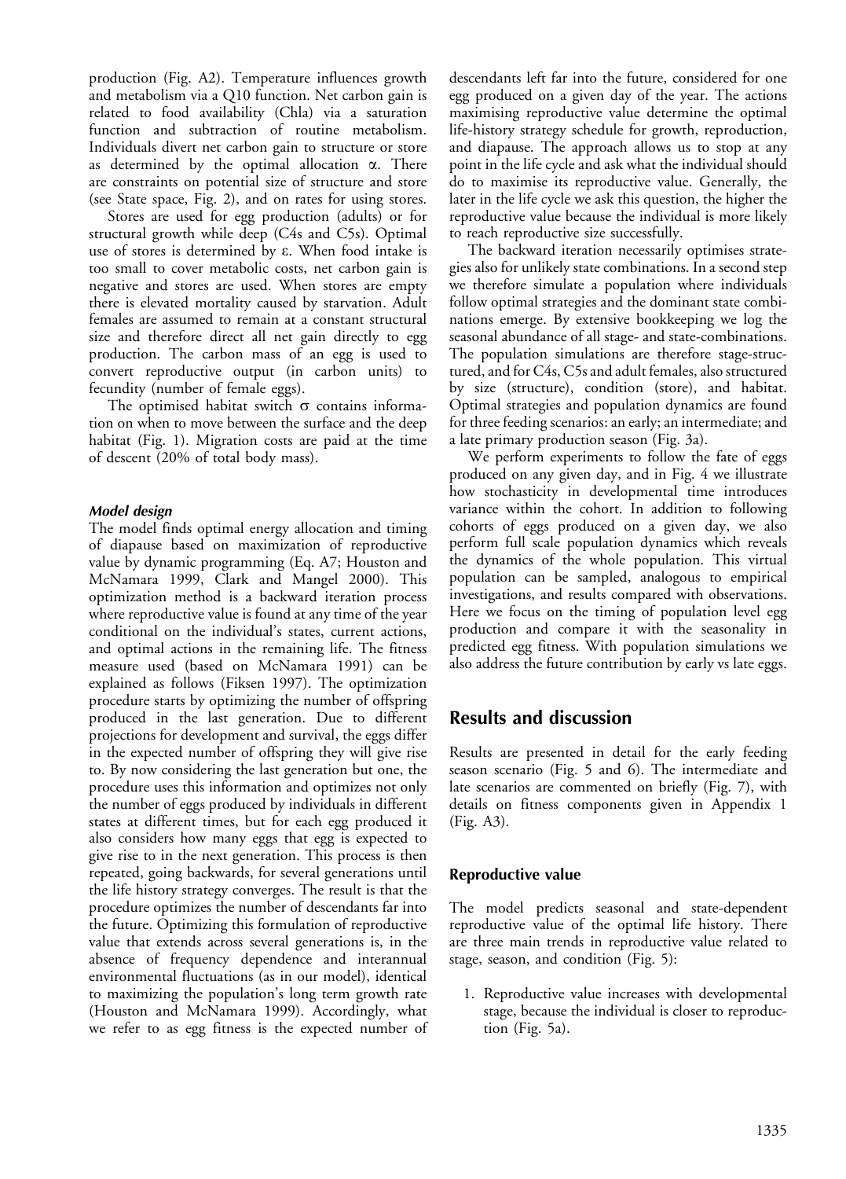production (Fig. A2). Temperature influences growth and metabolism via a Q10 function. Net carbon gain is related to food availability (Chla) via a saturation function and subtraction of routine metabolism. Individuals divert net carbon gain to structure or store as determined by the optimal allocation $\alpha$. There are constraints on potential size of structure and store (see State space, Fig. 2), and on rates for using stores.

Stores are used for egg production (adults) or for structural growth while deep (C4s and C5s). Optimal use of stores is determined by $\varepsilon$. When food intake is too small to cover metabolic costs, net carbon gain is negative and stores are used. When stores are empty there is elevated mortality caused by starvation. Adult females are assumed to remain at a constant structural size and therefore direct all net gain directly to egg production. The carbon mass of an egg is used to convert reproductive output (in carbon units) to fecundity (number of female eggs).

The optimised habitat switch $\sigma$ contains information on when to move between the surface and the deep habitat (Fig. 1). Migration costs are paid at the time of descent (20% of total body mass).

### *Model design*

The model finds optimal energy allocation and timing of diapause based on maximization of reproductive value by dynamic programming (Eq. A7; Houston and McNamara 1999, Clark and Mangel 2000). This optimization method is a backward iteration process where reproductive value is found at any time of the year conditional on the individual's states, current actions, and optimal actions in the remaining life. The fitness measure used (based on McNamara 1991) can be explained as follows (Fiksen 1997). The optimization procedure starts by optimizing the number of offspring produced in the last generation. Due to different projections for development and survival, the eggs differ in the expected number of offspring they will give rise to. By now considering the last generation but one, the procedure uses this information and optimizes not only the number of eggs produced by individuals in different states at different times, but for each egg produced it also considers how many eggs that egg is expected to give rise to in the next generation. This process is then repeated, going backwards, for several generations until the life history strategy converges. The result is that the procedure optimizes the number of descendants far into the future. Optimizing this formulation of reproductive value that extends across several generations is, in the absence of frequency dependence and interannual environmental fluctuations (as in our model), identical to maximizing the population's long term growth rate (Houston and McNamara 1999). Accordingly, what we refer to as egg fitness is the expected number of descendants left far into the future, considered for one egg produced on a given day of the year. The actions maximising reproductive value determine the optimal life-history strategy schedule for growth, reproduction, and diapause. The approach allows us to stop at any point in the life cycle and ask what the individual should do to maximise its reproductive value. Generally, the later in the life cycle we ask this question, the higher the reproductive value because the individual is more likely to reach reproductive size successfully.

The backward iteration necessarily optimises strategies also for unlikely state combinations. In a second step we therefore simulate a population where individuals follow optimal strategies and the dominant state combinations emerge. By extensive bookkeeping we log the seasonal abundance of all stage- and state-combinations. The population simulations are therefore stage-structured, and for C4s, C5s and adult females, also structured by size (structure), condition (store), and habitat. Optimal strategies and population dynamics are found for three feeding scenarios: an early; an intermediate; and a late primary production season (Fig. 3a).

We perform experiments to follow the fate of eggs produced on any given day, and in Fig. 4 we illustrate how stochasticity in developmental time introduces variance within the cohort. In addition to following cohorts of eggs produced on a given day, we also perform full scale population dynamics which reveals the dynamics of the whole population. This virtual population can be sampled, analogous to empirical investigations, and results compared with observations. Here we focus on the timing of population level egg production and compare it with the seasonality in predicted egg fitness. With population simulations we also address the future contribution by early vs late eggs.

## Results and discussion

Results are presented in detail for the early feeding season scenario (Fig. 5 and 6). The intermediate and late scenarios are commented on briefly (Fig. 7), with details on fitness components given in Appendix 1 (Fig. A3).

### Reproductive value

The model predicts seasonal and state-dependent reproductive value of the optimal life history. There are three main trends in reproductive value related to stage, season, and condition (Fig. 5):

1. Reproductive value increases with developmental stage, because the individual is closer to reproduction (Fig. 5a).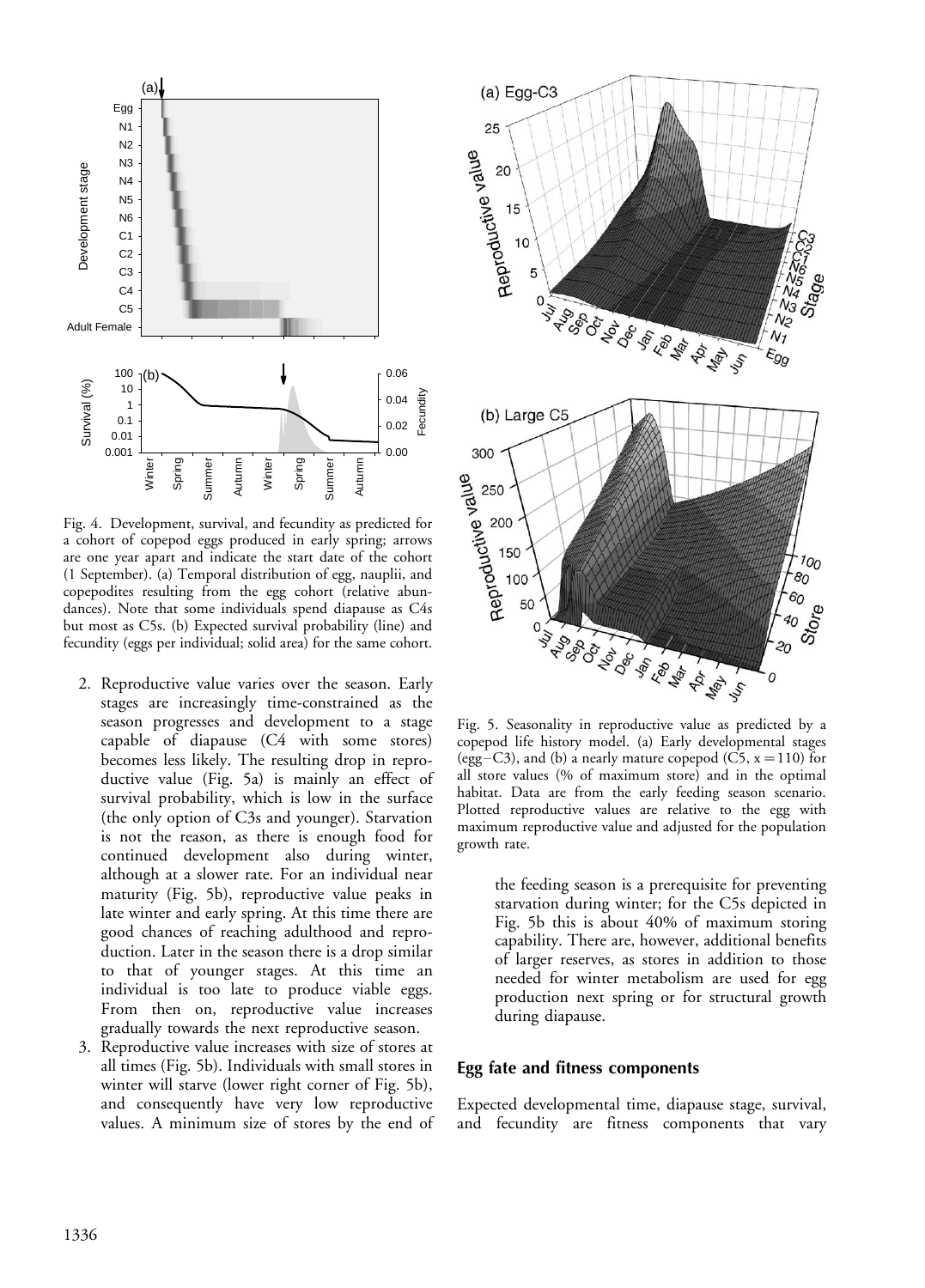Fig. 4. Development, survival, and fecundity as predicted for a cohort of copepod eggs produced in early spring; arrows are one year apart and indicate the start date of the cohort (1 September). (a) Temporal distribution of egg, nauplii, and copepodites resulting from the egg cohort (relative abundances). Note that some individuals spend diapause as C4s but most as C5s. (b) Expected survival probability (line) and fecundity (eggs per individual; solid area) for the same cohort.

2. Reproductive value varies over the season. Early stages are increasingly time-constrained as the season progresses and development to a stage capable of diapause (C4 with some stores) becomes less likely. The resulting drop in reproductive value (Fig. 5a) is mainly an effect of survival probability, which is low in the surface (the only option of C3s and younger). Starvation is not the reason, as there is enough food for continued development also during winter, although at a slower rate. For an individual near maturity (Fig. 5b), reproductive value peaks in late winter and early spring. At this time there are good chances of reaching adulthood and reproduction. Later in the season there is a drop similar to that of younger stages. At this time an individual is too late to produce viable eggs. From then on, reproductive value increases gradually towards the next reproductive season.
3. Reproductive value increases with size of stores at all times (Fig. 5b). Individuals with small stores in winter will starve (lower right corner of Fig. 5b), and consequently have very low reproductive values. A minimum size of stores by the end of the feeding season is a prerequisite for preventing starvation during winter; for the C5s depicted in Fig. 5b this is about 40% of maximum storing capability. There are, however, additional benefits of larger reserves, as stores in addition to those needed for winter metabolism are used for egg production next spring or for structural growth during diapause.

Fig. 5. Seasonality in reproductive value as predicted by a copepod life history model. (a) Early developmental stages (egg–C3), and (b) a nearly mature copepod (C5, $x = 110$) for all store values (% of maximum store) and in the optimal habitat. Data are from the early feeding season scenario. Plotted reproductive values are relative to the egg with maximum reproductive value and adjusted for the population growth rate.

## Egg fate and fitness components

Expected developmental time, diapause stage, survival, and fecundity are fitness components that vary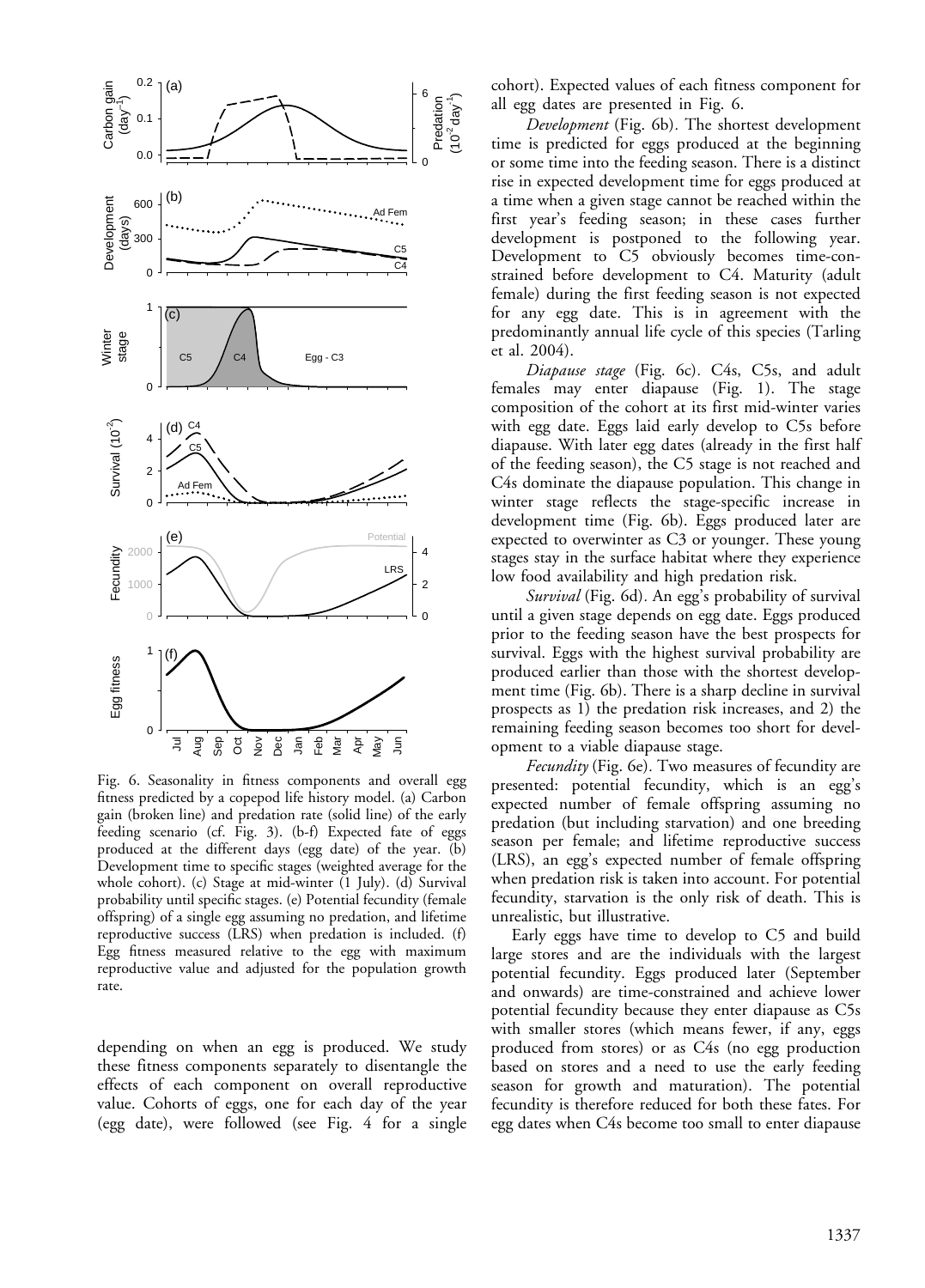Fig. 6. Seasonality in fitness components and overall egg fitness predicted by a copepod life history model. (a) Carbon gain (broken line) and predation rate (solid line) of the early feeding scenario (cf. Fig. 3). (b-f) Expected fate of eggs produced at the different days (egg date) of the year. (b) Development time to specific stages (weighted average for the whole cohort). (c) Stage at mid-winter (1 July). (d) Survival probability until specific stages. (e) Potential fecundity (female offspring) of a single egg assuming no predation, and lifetime reproductive success (LRS) when predation is included. (f) Egg fitness measured relative to the egg with maximum reproductive value and adjusted for the population growth rate.

depending on when an egg is produced. We study these fitness components separately to disentangle the effects of each component on overall reproductive value. Cohorts of eggs, one for each day of the year (egg date), were followed (see Fig. 4 for a single cohort). Expected values of each fitness component for all egg dates are presented in Fig. 6.

*Development* (Fig. 6b). The shortest development time is predicted for eggs produced at the beginning or some time into the feeding season. There is a distinct rise in expected development time for eggs produced at a time when a given stage cannot be reached within the first year's feeding season; in these cases further development is postponed to the following year. Development to C5 obviously becomes time-constrained before development to C4. Maturity (adult female) during the first feeding season is not expected for any egg date. This is in agreement with the predominantly annual life cycle of this species (Tarling et al. 2004).

*Diapause stage* (Fig. 6c). C4s, C5s, and adult females may enter diapause (Fig. 1). The stage composition of the cohort at its first mid-winter varies with egg date. Eggs laid early develop to C5s before diapause. With later egg dates (already in the first half of the feeding season), the C5 stage is not reached and C4s dominate the diapause population. This change in winter stage reflects the stage-specific increase in development time (Fig. 6b). Eggs produced later are expected to overwinter as C3 or younger. These young stages stay in the surface habitat where they experience low food availability and high predation risk.

*Survival* (Fig. 6d). An egg's probability of survival until a given stage depends on egg date. Eggs produced prior to the feeding season have the best prospects for survival. Eggs with the highest survival probability are produced earlier than those with the shortest development time (Fig. 6b). There is a sharp decline in survival prospects as 1) the predation risk increases, and 2) the remaining feeding season becomes too short for development to a viable diapause stage.

*Fecundity* (Fig. 6e). Two measures of fecundity are presented: potential fecundity, which is an egg's expected number of female offspring assuming no predation (but including starvation) and one breeding season per female; and lifetime reproductive success (LRS), an egg's expected number of female offspring when predation risk is taken into account. For potential fecundity, starvation is the only risk of death. This is unrealistic, but illustrative.

Early eggs have time to develop to C5 and build large stores and are the individuals with the largest potential fecundity. Eggs produced later (September and onwards) are time-constrained and achieve lower potential fecundity because they enter diapause as C5s with smaller stores (which means fewer, if any, eggs produced from stores) or as C4s (no egg production based on stores and a need to use the early feeding season for growth and maturation). The potential fecundity is therefore reduced for both these fates. For egg dates when C4s become too small to enter diapause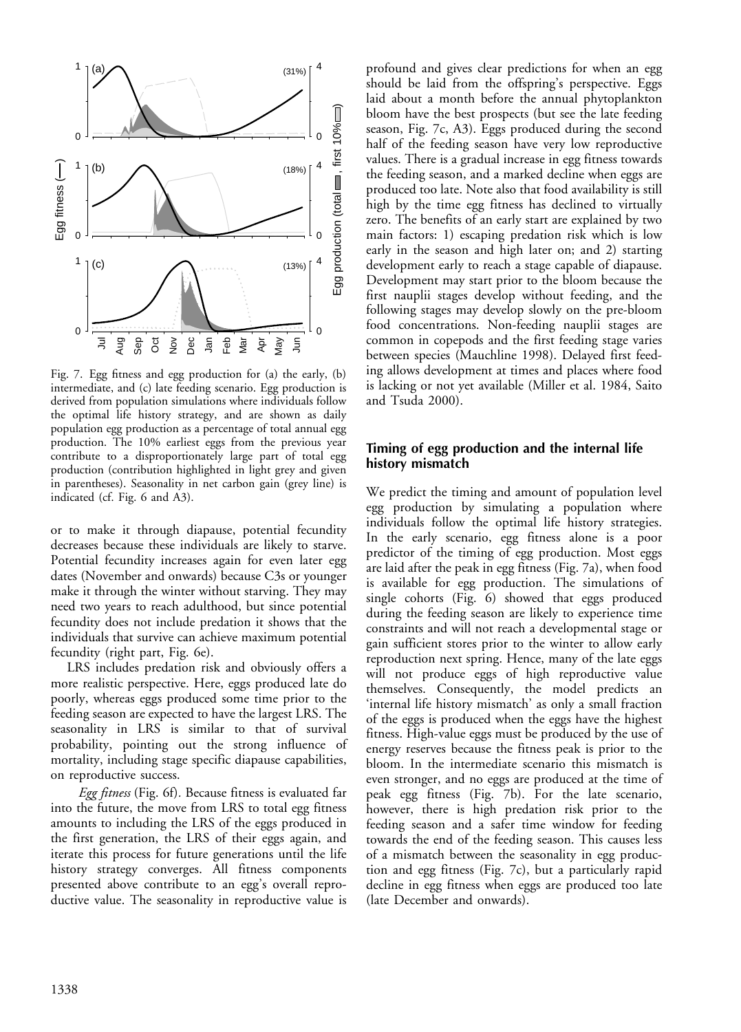Fig. 7. Egg fitness and egg production for (a) the early, (b) intermediate, and (c) late feeding scenario. Egg production is derived from population simulations where individuals follow the optimal life history strategy, and are shown as daily population egg production as a percentage of total annual egg production. The 10% earliest eggs from the previous year contribute to a disproportionately large part of total egg production (contribution highlighted in light grey and given in parentheses). Seasonality in net carbon gain (grey line) is indicated (cf. Fig. 6 and A3).

or to make it through diapause, potential fecundity decreases because these individuals are likely to starve. Potential fecundity increases again for even later egg dates (November and onwards) because C3s or younger make it through the winter without starving. They may need two years to reach adulthood, but since potential fecundity does not include predation it shows that the individuals that survive can achieve maximum potential fecundity (right part, Fig. 6e).

LRS includes predation risk and obviously offers a more realistic perspective. Here, eggs produced late do poorly, whereas eggs produced some time prior to the feeding season are expected to have the largest LRS. The seasonality in LRS is similar to that of survival probability, pointing out the strong influence of mortality, including stage specific diapause capabilities, on reproductive success.

*Egg fitness* (Fig. 6f). Because fitness is evaluated far into the future, the move from LRS to total egg fitness amounts to including the LRS of the eggs produced in the first generation, the LRS of their eggs again, and iterate this process for future generations until the life history strategy converges. All fitness components presented above contribute to an egg's overall reproductive value. The seasonality in reproductive value is profound and gives clear predictions for when an egg should be laid from the offspring's perspective. Eggs laid about a month before the annual phytoplankton bloom have the best prospects (but see the late feeding season, Fig. 7c, A3). Eggs produced during the second half of the feeding season have very low reproductive values. There is a gradual increase in egg fitness towards the feeding season, and a marked decline when eggs are produced too late. Note also that food availability is still high by the time egg fitness has declined to virtually zero. The benefits of an early start are explained by two main factors: 1) escaping predation risk which is low early in the season and high later on; and 2) starting development early to reach a stage capable of diapause. Development may start prior to the bloom because the first nauplii stages develop without feeding, and the following stages may develop slowly on the pre-bloom food concentrations. Non-feeding nauplii stages are common in copepods and the first feeding stage varies between species (Mauchline 1998). Delayed first feeding allows development at times and places where food is lacking or not yet available (Miller et al. 1984, Saito and Tsuda 2000).

## Timing of egg production and the internal life history mismatch

We predict the timing and amount of population level egg production by simulating a population where individuals follow the optimal life history strategies. In the early scenario, egg fitness alone is a poor predictor of the timing of egg production. Most eggs are laid after the peak in egg fitness (Fig. 7a), when food is available for egg production. The simulations of single cohorts (Fig. 6) showed that eggs produced during the feeding season are likely to experience time constraints and will not reach a developmental stage or gain sufficient stores prior to the winter to allow early reproduction next spring. Hence, many of the late eggs will not produce eggs of high reproductive value themselves. Consequently, the model predicts an 'internal life history mismatch' as only a small fraction of the eggs is produced when the eggs have the highest fitness. High-value eggs must be produced by the use of energy reserves because the fitness peak is prior to the bloom. In the intermediate scenario this mismatch is even stronger, and no eggs are produced at the time of peak egg fitness (Fig. 7b). For the late scenario, however, there is high predation risk prior to the feeding season and a safer time window for feeding towards the end of the feeding season. This causes less of a mismatch between the seasonality in egg production and egg fitness (Fig. 7c), but a particularly rapid decline in egg fitness when eggs are produced too late (late December and onwards).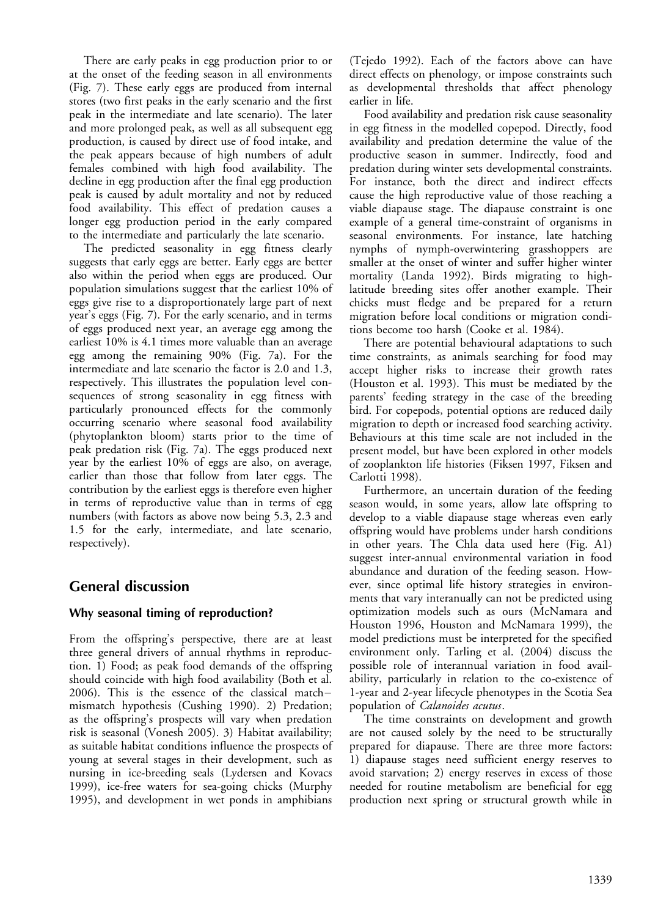There are early peaks in egg production prior to or at the onset of the feeding season in all environments (Fig. 7). These early eggs are produced from internal stores (two first peaks in the early scenario and the first peak in the intermediate and late scenario). The later and more prolonged peak, as well as all subsequent egg production, is caused by direct use of food intake, and the peak appears because of high numbers of adult females combined with high food availability. The decline in egg production after the final egg production peak is caused by adult mortality and not by reduced food availability. This effect of predation causes a longer egg production period in the early compared to the intermediate and particularly the late scenario.

The predicted seasonality in egg fitness clearly suggests that early eggs are better. Early eggs are better also within the period when eggs are produced. Our population simulations suggest that the earliest 10% of eggs give rise to a disproportionately large part of next year's eggs (Fig. 7). For the early scenario, and in terms of eggs produced next year, an average egg among the earliest 10% is 4.1 times more valuable than an average egg among the remaining 90% (Fig. 7a). For the intermediate and late scenario the factor is 2.0 and 1.3, respectively. This illustrates the population level consequences of strong seasonality in egg fitness with particularly pronounced effects for the commonly occurring scenario where seasonal food availability (phytoplankton bloom) starts prior to the time of peak predation risk (Fig. 7a). The eggs produced next year by the earliest 10% of eggs are also, on average, earlier than those that follow from later eggs. The contribution by the earliest eggs is therefore even higher in terms of reproductive value than in terms of egg numbers (with factors as above now being 5.3, 2.3 and 1.5 for the early, intermediate, and late scenario, respectively).

## General discussion

### Why seasonal timing of reproduction?

From the offspring's perspective, there are at least three general drivers of annual rhythms in reproduction. 1) Food; as peak food demands of the offspring should coincide with high food availability (Both et al. 2006). This is the essence of the classical match–mismatch hypothesis (Cushing 1990). 2) Predation; as the offspring's prospects will vary when predation risk is seasonal (Vonesh 2005). 3) Habitat availability; as suitable habitat conditions influence the prospects of young at several stages in their development, such as nursing in ice-breeding seals (Lydersen and Kovacs 1999), ice-free waters for sea-going chicks (Murphy 1995), and development in wet ponds in amphibians (Tejedo 1992). Each of the factors above can have direct effects on phenology, or impose constraints such as developmental thresholds that affect phenology earlier in life.

Food availability and predation risk cause seasonality in egg fitness in the modelled copepod. Directly, food availability and predation determine the value of the productive season in summer. Indirectly, food and predation during winter sets developmental constraints. For instance, both the direct and indirect effects cause the high reproductive value of those reaching a viable diapause stage. The diapause constraint is one example of a general time-constraint of organisms in seasonal environments. For instance, late hatching nymphs of nymph-overwintering grasshoppers are smaller at the onset of winter and suffer higher winter mortality (Landa 1992). Birds migrating to high-latitude breeding sites offer another example. Their chicks must fledge and be prepared for a return migration before local conditions or migration conditions become too harsh (Cooke et al. 1984).

There are potential behavioural adaptations to such time constraints, as animals searching for food may accept higher risks to increase their growth rates (Houston et al. 1993). This must be mediated by the parents' feeding strategy in the case of the breeding bird. For copepods, potential options are reduced daily migration to depth or increased food searching activity. Behaviours at this time scale are not included in the present model, but have been explored in other models of zooplankton life histories (Fiksen 1997, Fiksen and Carlotti 1998).

Furthermore, an uncertain duration of the feeding season would, in some years, allow late offspring to develop to a viable diapause stage whereas even early offspring would have problems under harsh conditions in other years. The Chla data used here (Fig. A1) suggest inter-annual environmental variation in food abundance and duration of the feeding season. However, since optimal life history strategies in environments that vary interanually can not be predicted using optimization models such as ours (McNamara and Houston 1996, Houston and McNamara 1999), the model predictions must be interpreted for the specified environment only. Tarling et al. (2004) discuss the possible role of interannual variation in food availability, particularly in relation to the co-existence of 1-year and 2-year lifecycle phenotypes in the Scotia Sea population of *Calanoides acutus*.

The time constraints on development and growth are not caused solely by the need to be structurally prepared for diapause. There are three more factors: 1) diapause stages need sufficient energy reserves to avoid starvation; 2) energy reserves in excess of those needed for routine metabolism are beneficial for egg production next spring or structural growth while in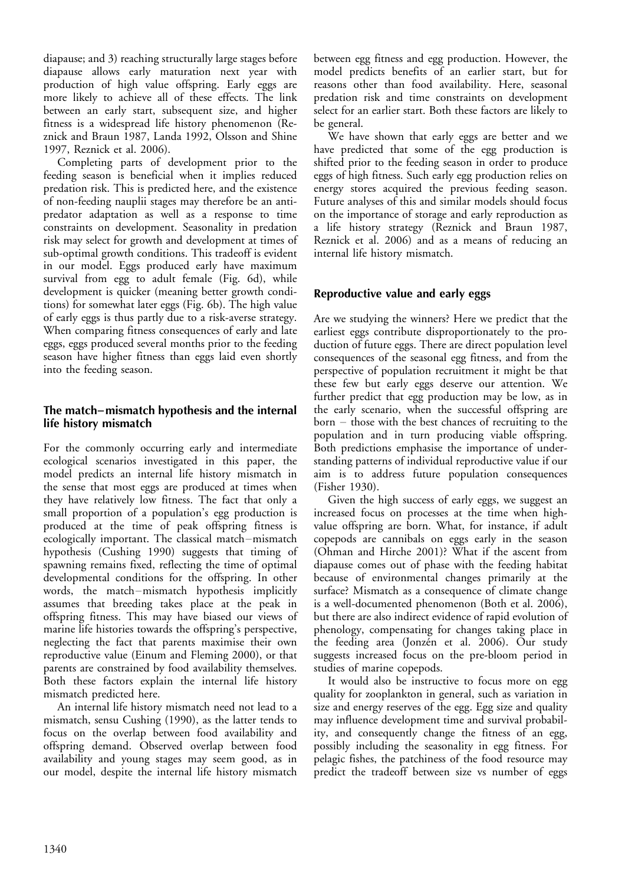diapause; and 3) reaching structurally large stages before diapause allows early maturation next year with production of high value offspring. Early eggs are more likely to achieve all of these effects. The link between an early start, subsequent size, and higher fitness is a widespread life history phenomenon (Reznick and Braun 1987, Landa 1992, Olsson and Shine 1997, Reznick et al. 2006).

Completing parts of development prior to the feeding season is beneficial when it implies reduced predation risk. This is predicted here, and the existence of non-feeding nauplii stages may therefore be an anti-predator adaptation as well as a response to time constraints on development. Seasonality in predation risk may select for growth and development at times of sub-optimal growth conditions. This tradeoff is evident in our model. Eggs produced early have maximum survival from egg to adult female (Fig. 6d), while development is quicker (meaning better growth conditions) for somewhat later eggs (Fig. 6b). The high value of early eggs is thus partly due to a risk-averse strategy. When comparing fitness consequences of early and late eggs, eggs produced several months prior to the feeding season have higher fitness than eggs laid even shortly into the feeding season.

## The match–mismatch hypothesis and the internal life history mismatch

For the commonly occurring early and intermediate ecological scenarios investigated in this paper, the model predicts an internal life history mismatch in the sense that most eggs are produced at times when they have relatively low fitness. The fact that only a small proportion of a population's egg production is produced at the time of peak offspring fitness is ecologically important. The classical match–mismatch hypothesis (Cushing 1990) suggests that timing of spawning remains fixed, reflecting the time of optimal developmental conditions for the offspring. In other words, the match–mismatch hypothesis implicitly assumes that breeding takes place at the peak in offspring fitness. This may have biased our views of marine life histories towards the offspring's perspective, neglecting the fact that parents maximise their own reproductive value (Einum and Fleming 2000), or that parents are constrained by food availability themselves. Both these factors explain the internal life history mismatch predicted here.

An internal life history mismatch need not lead to a mismatch, sensu Cushing (1990), as the latter tends to focus on the overlap between food availability and offspring demand. Observed overlap between food availability and young stages may seem good, as in our model, despite the internal life history mismatch between egg fitness and egg production. However, the model predicts benefits of an earlier start, but for reasons other than food availability. Here, seasonal predation risk and time constraints on development select for an earlier start. Both these factors are likely to be general.

We have shown that early eggs are better and we have predicted that some of the egg production is shifted prior to the feeding season in order to produce eggs of high fitness. Such early egg production relies on energy stores acquired the previous feeding season. Future analyses of this and similar models should focus on the importance of storage and early reproduction as a life history strategy (Reznick and Braun 1987, Reznick et al. 2006) and as a means of reducing an internal life history mismatch.

## Reproductive value and early eggs

Are we studying the winners? Here we predict that the earliest eggs contribute disproportionately to the production of future eggs. There are direct population level consequences of the seasonal egg fitness, and from the perspective of population recruitment it might be that these few but early eggs deserve our attention. We further predict that egg production may be low, as in the early scenario, when the successful offspring are born – those with the best chances of recruiting to the population and in turn producing viable offspring. Both predictions emphasise the importance of understanding patterns of individual reproductive value if our aim is to address future population consequences (Fisher 1930).

Given the high success of early eggs, we suggest an increased focus on processes at the time when high-value offspring are born. What, for instance, if adult copepods are cannibals on eggs early in the season (Ohman and Hirche 2001)? What if the ascent from diapause comes out of phase with the feeding habitat because of environmental changes primarily at the surface? Mismatch as a consequence of climate change is a well-documented phenomenon (Both et al. 2006), but there are also indirect evidence of rapid evolution of phenology, compensating for changes taking place in the feeding area (Jonzén et al. 2006). Our study suggests increased focus on the pre-bloom period in studies of marine copepods.

It would also be instructive to focus more on egg quality for zooplankton in general, such as variation in size and energy reserves of the egg. Egg size and quality may influence development time and survival probability, and consequently change the fitness of an egg, possibly including the seasonality in egg fitness. For pelagic fishes, the patchiness of the food resource may predict the tradeoff between size vs number of eggs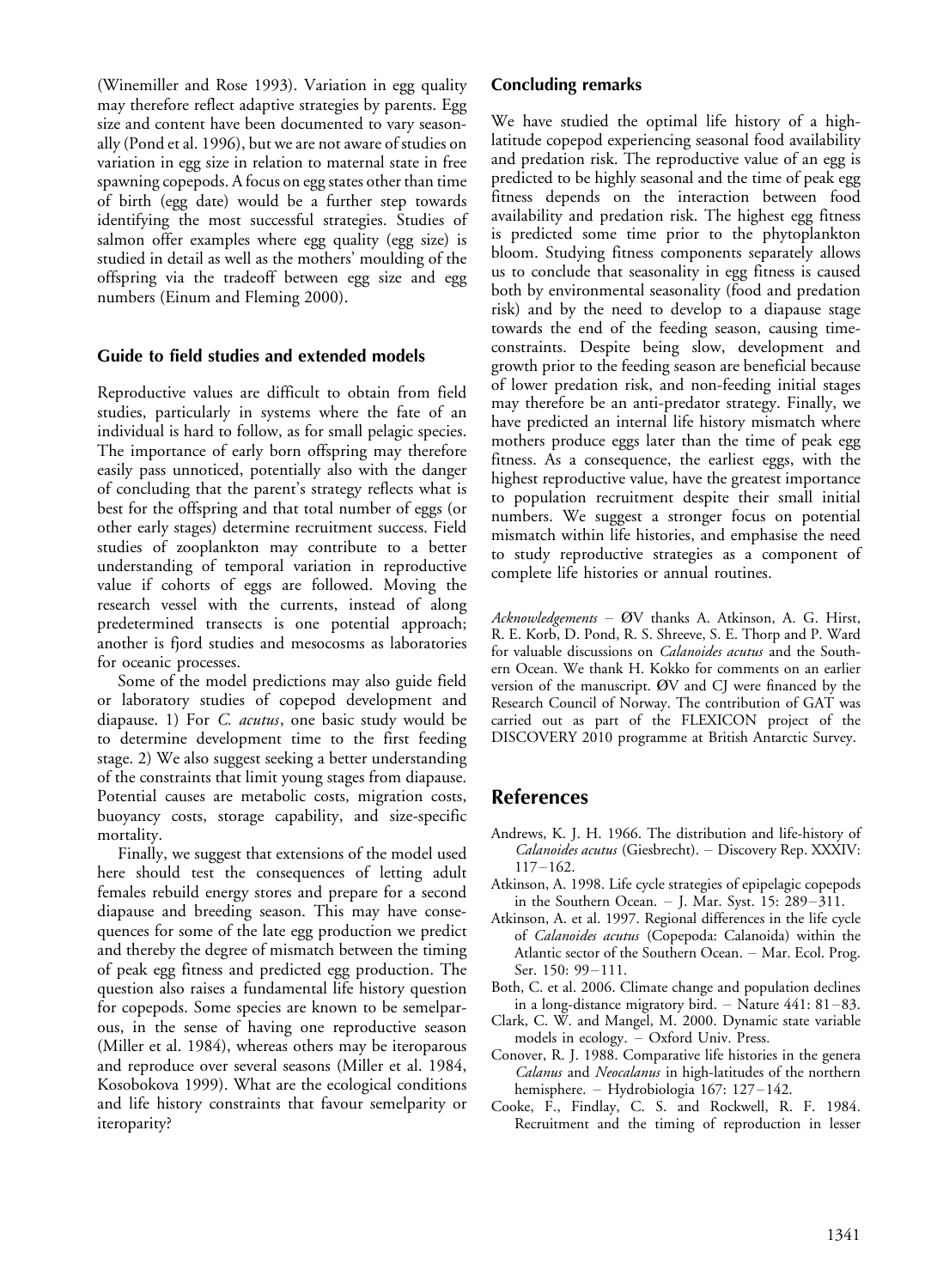(Winemiller and Rose 1993). Variation in egg quality may therefore reflect adaptive strategies by parents. Egg size and content have been documented to vary seasonally (Pond et al. 1996), but we are not aware of studies on variation in egg size in relation to maternal state in free spawning copepods. A focus on egg states other than time of birth (egg date) would be a further step towards identifying the most successful strategies. Studies of salmon offer examples where egg quality (egg size) is studied in detail as well as the mothers' moulding of the offspring via the tradeoff between egg size and egg numbers (Einum and Fleming 2000).

## Guide to field studies and extended models

Reproductive values are difficult to obtain from field studies, particularly in systems where the fate of an individual is hard to follow, as for small pelagic species. The importance of early born offspring may therefore easily pass unnoticed, potentially also with the danger of concluding that the parent's strategy reflects what is best for the offspring and that total number of eggs (or other early stages) determine recruitment success. Field studies of zooplankton may contribute to a better understanding of temporal variation in reproductive value if cohorts of eggs are followed. Moving the research vessel with the currents, instead of along predetermined transects is one potential approach; another is fjord studies and mesocosms as laboratories for oceanic processes.

Some of the model predictions may also guide field or laboratory studies of copepod development and diapause. 1) For *C. acutus*, one basic study would be to determine development time to the first feeding stage. 2) We also suggest seeking a better understanding of the constraints that limit young stages from diapause. Potential causes are metabolic costs, migration costs, buoyancy costs, storage capability, and size-specific mortality.

Finally, we suggest that extensions of the model used here should test the consequences of letting adult females rebuild energy stores and prepare for a second diapause and breeding season. This may have consequences for some of the late egg production we predict and thereby the degree of mismatch between the timing of peak egg fitness and predicted egg production. The question also raises a fundamental life history question for copepods. Some species are known to be semelparous, in the sense of having one reproductive season (Miller et al. 1984), whereas others may be iteroparous and reproduce over several seasons (Miller et al. 1984, Kosobokova 1999). What are the ecological conditions and life history constraints that favour semelparity or iteroparity?

## Concluding remarks

We have studied the optimal life history of a high-latitude copepod experiencing seasonal food availability and predation risk. The reproductive value of an egg is predicted to be highly seasonal and the time of peak egg fitness depends on the interaction between food availability and predation risk. The highest egg fitness is predicted some time prior to the phytoplankton bloom. Studying fitness components separately allows us to conclude that seasonality in egg fitness is caused both by environmental seasonality (food and predation risk) and by the need to develop to a diapause stage towards the end of the feeding season, causing time-constraints. Despite being slow, development and growth prior to the feeding season are beneficial because of lower predation risk, and non-feeding initial stages may therefore be an anti-predator strategy. Finally, we have predicted an internal life history mismatch where mothers produce eggs later than the time of peak egg fitness. As a consequence, the earliest eggs, with the highest reproductive value, have the greatest importance to population recruitment despite their small initial numbers. We suggest a stronger focus on potential mismatch within life histories, and emphasise the need to study reproductive strategies as a component of complete life histories or annual routines.

*Acknowledgements* – ØV thanks A. Atkinson, A. G. Hirst, R. E. Korb, D. Pond, R. S. Shreeve, S. E. Thorp and P. Ward for valuable discussions on *Calanoides acutus* and the Southern Ocean. We thank H. Kokko for comments on an earlier version of the manuscript. ØV and CJ were financed by the Research Council of Norway. The contribution of GAT was carried out as part of the FLEXICON project of the DISCOVERY 2010 programme at British Antarctic Survey.

## References

Andrews, K. J. H. 1966. The distribution and life-history of *Calanoides acutus* (Giesbrecht). – Discovery Rep. XXXIV: 117–162.

Atkinson, A. 1998. Life cycle strategies of epipelagic copepods in the Southern Ocean. – J. Mar. Syst. 15: 289–311.

Atkinson, A. et al. 1997. Regional differences in the life cycle of *Calanoides acutus* (Copepoda: Calanoida) within the Atlantic sector of the Southern Ocean. – Mar. Ecol. Prog. Ser. 150: 99–111.

Both, C. et al. 2006. Climate change and population declines in a long-distance migratory bird. – Nature 441: 81–83.

Clark, C. W. and Mangel, M. 2000. Dynamic state variable models in ecology. – Oxford Univ. Press.

Conover, R. J. 1988. Comparative life histories in the genera *Calanus* and *Neocalanus* in high-latitudes of the northern hemisphere. – Hydrobiologia 167: 127–142.

Cooke, F., Findlay, C. S. and Rockwell, R. F. 1984. Recruitment and the timing of reproduction in lesser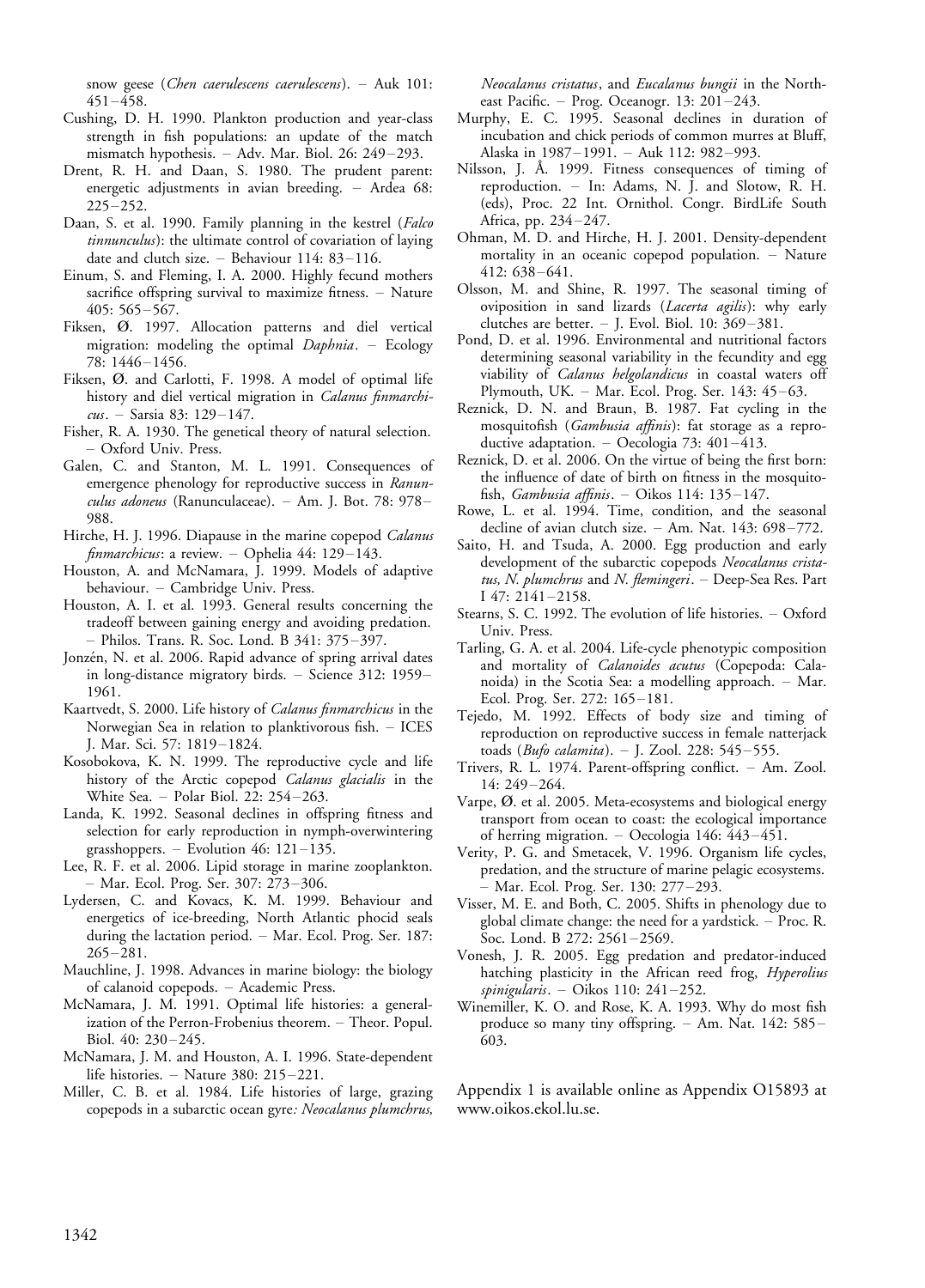snow geese (*Chen caerulescens caerulescens*). – Auk 101: 451–458.

Cushing, D. H. 1990. Plankton production and year-class strength in fish populations: an update of the match mismatch hypothesis. – Adv. Mar. Biol. 26: 249–293.

Drent, R. H. and Daan, S. 1980. The prudent parent: energetic adjustments in avian breeding. – Ardea 68: 225–252.

Daan, S. et al. 1990. Family planning in the kestrel (*Falco tinnunculus*): the ultimate control of covariation of laying date and clutch size. – Behaviour 114: 83–116.

Einum, S. and Fleming, I. A. 2000. Highly fecund mothers sacrifice offspring survival to maximize fitness. – Nature 405: 565–567.

Fiksen, Ø. 1997. Allocation patterns and diel vertical migration: modeling the optimal *Daphnia*. – Ecology 78: 1446–1456.

Fiksen, Ø. and Carlotti, F. 1998. A model of optimal life history and diel vertical migration in *Calanus finmarchicus*. – Sarsia 83: 129–147.

Fisher, R. A. 1930. The genetical theory of natural selection. – Oxford Univ. Press.

Galen, C. and Stanton, M. L. 1991. Consequences of emergence phenology for reproductive success in *Ranunculus adoneus* (Ranunculaceae). – Am. J. Bot. 78: 978–988.

Hirche, H. J. 1996. Diapause in the marine copepod *Calanus finmarchicus*: a review. – Ophelia 44: 129–143.

Houston, A. and McNamara, J. 1999. Models of adaptive behaviour. – Cambridge Univ. Press.

Houston, A. I. et al. 1993. General results concerning the tradeoff between gaining energy and avoiding predation. – Philos. Trans. R. Soc. Lond. B 341: 375–397.

Jonzén, N. et al. 2006. Rapid advance of spring arrival dates in long-distance migratory birds. – Science 312: 1959–1961.

Kaartvedt, S. 2000. Life history of *Calanus finmarchicus* in the Norwegian Sea in relation to planktivorous fish. – ICES J. Mar. Sci. 57: 1819–1824.

Kosobokova, K. N. 1999. The reproductive cycle and life history of the Arctic copepod *Calanus glacialis* in the White Sea. – Polar Biol. 22: 254–263.

Landa, K. 1992. Seasonal declines in offspring fitness and selection for early reproduction in nymph-overwintering grasshoppers. – Evolution 46: 121–135.

Lee, R. F. et al. 2006. Lipid storage in marine zooplankton. – Mar. Ecol. Prog. Ser. 307: 273–306.

Lydersen, C. and Kovacs, K. M. 1999. Behaviour and energetics of ice-breeding, North Atlantic phocid seals during the lactation period. – Mar. Ecol. Prog. Ser. 187: 265–281.

Mauchline, J. 1998. Advances in marine biology: the biology of calanoid copepods. – Academic Press.

McNamara, J. M. 1991. Optimal life histories: a generalization of the Perron-Frobenius theorem. – Theor. Popul. Biol. 40: 230–245.

McNamara, J. M. and Houston, A. I. 1996. State-dependent life histories. – Nature 380: 215–221.

Miller, C. B. et al. 1984. Life histories of large, grazing copepods in a subarctic ocean gyre*: Neocalanus plumchrus, Neocalanus cristatus*, and *Eucalanus bungii* in the Northeast Pacific. – Prog. Oceanogr. 13: 201–243.

Murphy, E. C. 1995. Seasonal declines in duration of incubation and chick periods of common murres at Bluff, Alaska in 1987–1991. – Auk 112: 982–993.

Nilsson, J. Å. 1999. Fitness consequences of timing of reproduction. – In: Adams, N. J. and Slotow, R. H. (eds), Proc. 22 Int. Ornithol. Congr. BirdLife South Africa, pp. 234–247.

Ohman, M. D. and Hirche, H. J. 2001. Density-dependent mortality in an oceanic copepod population. – Nature 412: 638–641.

Olsson, M. and Shine, R. 1997. The seasonal timing of oviposition in sand lizards (*Lacerta agilis*): why early clutches are better. – J. Evol. Biol. 10: 369–381.

Pond, D. et al. 1996. Environmental and nutritional factors determining seasonal variability in the fecundity and egg viability of *Calanus helgolandicus* in coastal waters off Plymouth, UK. – Mar. Ecol. Prog. Ser. 143: 45–63.

Reznick, D. N. and Braun, B. 1987. Fat cycling in the mosquitofish (*Gambusia affinis*): fat storage as a reproductive adaptation. – Oecologia 73: 401–413.

Reznick, D. et al. 2006. On the virtue of being the first born: the influence of date of birth on fitness in the mosquitofish, *Gambusia affinis*. – Oikos 114: 135–147.

Rowe, L. et al. 1994. Time, condition, and the seasonal decline of avian clutch size. – Am. Nat. 143: 698–772.

Saito, H. and Tsuda, A. 2000. Egg production and early development of the subarctic copepods *Neocalanus cristatus, N. plumchrus* and *N. flemingeri*. – Deep-Sea Res. Part I 47: 2141–2158.

Stearns, S. C. 1992. The evolution of life histories. – Oxford Univ. Press.

Tarling, G. A. et al. 2004. Life-cycle phenotypic composition and mortality of *Calanoides acutus* (Copepoda: Calanoida) in the Scotia Sea: a modelling approach. – Mar. Ecol. Prog. Ser. 272: 165–181.

Tejedo, M. 1992. Effects of body size and timing of reproduction on reproductive success in female natterjack toads (*Bufo calamita*). – J. Zool. 228: 545–555.

Trivers, R. L. 1974. Parent-offspring conflict. – Am. Zool. 14: 249–264.

Varpe, Ø. et al. 2005. Meta-ecosystems and biological energy transport from ocean to coast: the ecological importance of herring migration. – Oecologia 146: 443–451.

Verity, P. G. and Smetacek, V. 1996. Organism life cycles, predation, and the structure of marine pelagic ecosystems. – Mar. Ecol. Prog. Ser. 130: 277–293.

Visser, M. E. and Both, C. 2005. Shifts in phenology due to global climate change: the need for a yardstick. – Proc. R. Soc. Lond. B 272: 2561–2569.

Vonesh, J. R. 2005. Egg predation and predator-induced hatching plasticity in the African reed frog, *Hyperolius spinigularis*. – Oikos 110: 241–252.

Winemiller, K. O. and Rose, K. A. 1993. Why do most fish produce so many tiny offspring. – Am. Nat. 142: 585–603.

Appendix 1 is available online as Appendix O15893 at www.oikos.ekol.lu.se.